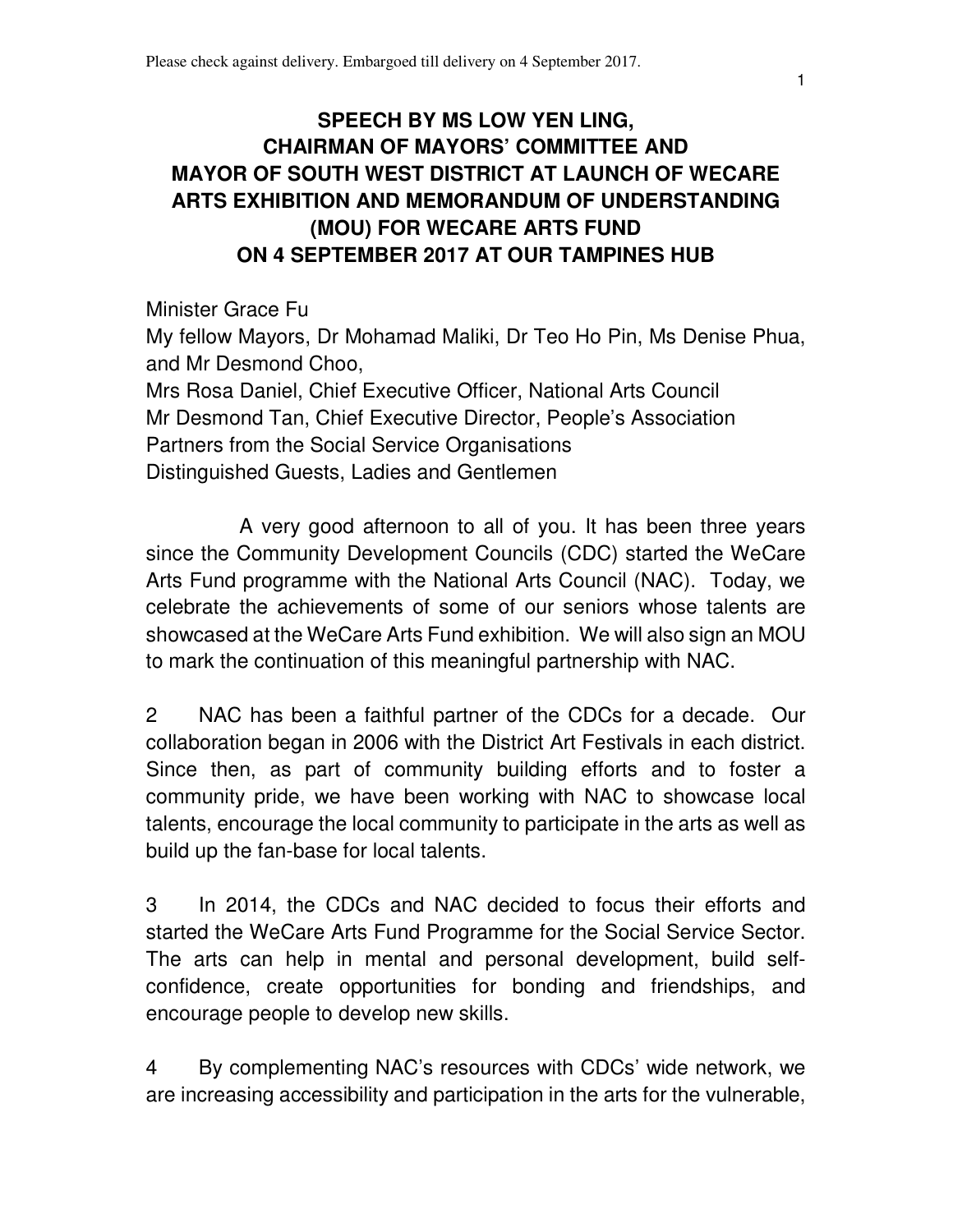Please check against delivery. Embargoed till delivery on 4 September 2017.

# SPEECH BY MS LOW YEN LING, CHAIRMAN OF MAYORS' COMMITTEE AND MAYOR OF SOUTH WEST DISTRICT AT LAUNCH OF WECARE ARTS EXHIBITION AND MEMORANDUM OF UNDERSTANDING (MOU) FOR WECARE ARTS FUND ON 4 SEPTEMBER 2017 AT OUR TAMPINES HUB

Minister Grace Fu
My fellow Mayors, Dr Mohamad Maliki, Dr Teo Ho Pin, Ms Denise Phua, and Mr Desmond Choo,
Mrs Rosa Daniel, Chief Executive Officer, National Arts Council
Mr Desmond Tan, Chief Executive Director, People's Association
Partners from the Social Service Organisations
Distinguished Guests, Ladies and Gentlemen

A very good afternoon to all of you. It has been three years since the Community Development Councils (CDC) started the WeCare Arts Fund programme with the National Arts Council (NAC). Today, we celebrate the achievements of some of our seniors whose talents are showcased at the WeCare Arts Fund exhibition. We will also sign an MOU to mark the continuation of this meaningful partnership with NAC.

2 NAC has been a faithful partner of the CDCs for a decade. Our collaboration began in 2006 with the District Art Festivals in each district. Since then, as part of community building efforts and to foster a community pride, we have been working with NAC to showcase local talents, encourage the local community to participate in the arts as well as build up the fan-base for local talents.

3 In 2014, the CDCs and NAC decided to focus their efforts and started the WeCare Arts Fund Programme for the Social Service Sector. The arts can help in mental and personal development, build self-confidence, create opportunities for bonding and friendships, and encourage people to develop new skills.

4 By complementing NAC's resources with CDCs' wide network, we are increasing accessibility and participation in the arts for the vulnerable,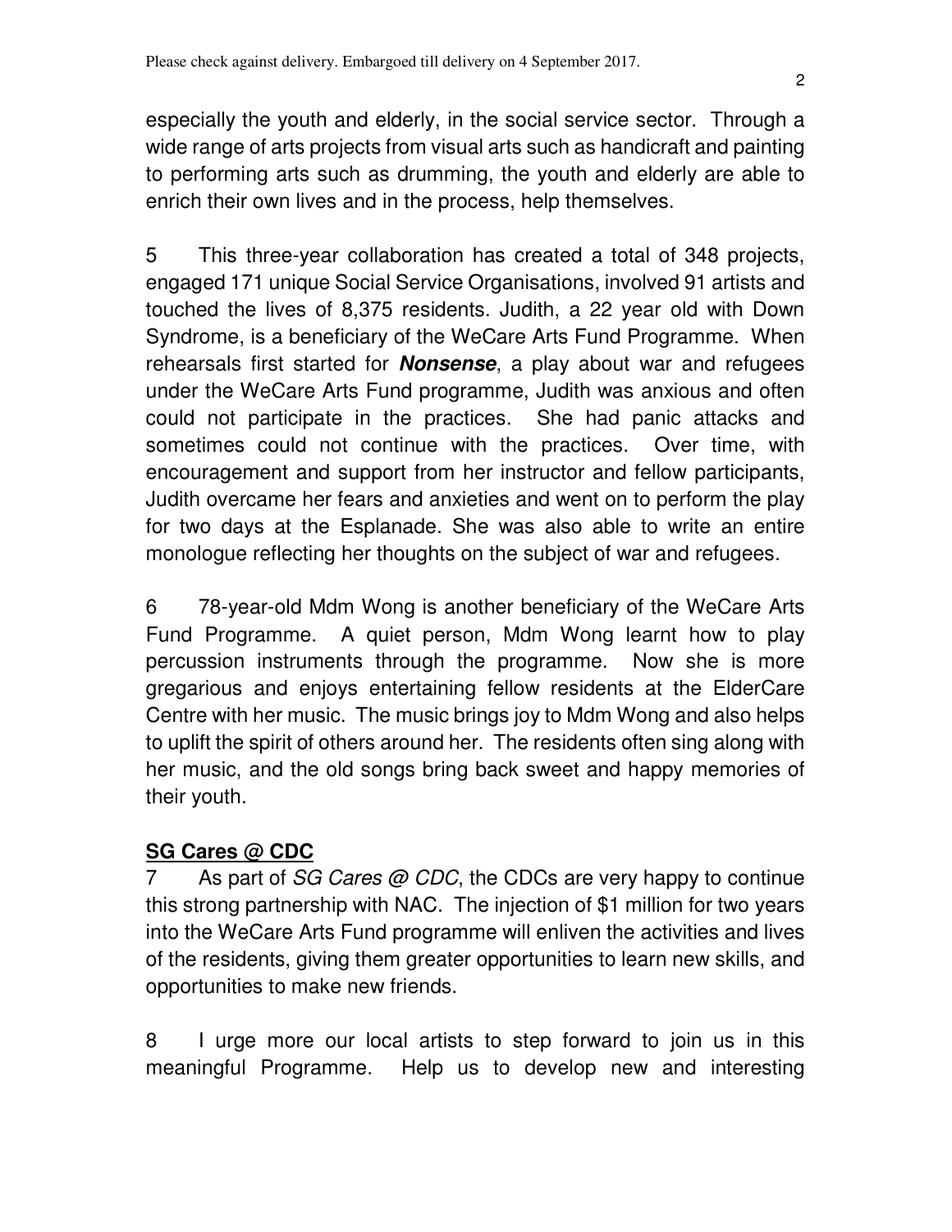especially the youth and elderly, in the social service sector. Through a wide range of arts projects from visual arts such as handicraft and painting to performing arts such as drumming, the youth and elderly are able to enrich their own lives and in the process, help themselves.

5 This three-year collaboration has created a total of 348 projects, engaged 171 unique Social Service Organisations, involved 91 artists and touched the lives of 8,375 residents. Judith, a 22 year old with Down Syndrome, is a beneficiary of the WeCare Arts Fund Programme. When rehearsals first started for ***Nonsense***, a play about war and refugees under the WeCare Arts Fund programme, Judith was anxious and often could not participate in the practices. She had panic attacks and sometimes could not continue with the practices. Over time, with encouragement and support from her instructor and fellow participants, Judith overcame her fears and anxieties and went on to perform the play for two days at the Esplanade. She was also able to write an entire monologue reflecting her thoughts on the subject of war and refugees.

6 78-year-old Mdm Wong is another beneficiary of the WeCare Arts Fund Programme. A quiet person, Mdm Wong learnt how to play percussion instruments through the programme. Now she is more gregarious and enjoys entertaining fellow residents at the ElderCare Centre with her music. The music brings joy to Mdm Wong and also helps to uplift the spirit of others around her. The residents often sing along with her music, and the old songs bring back sweet and happy memories of their youth.

**SG Cares @ CDC**

7 As part of *SG Cares @ CDC*, the CDCs are very happy to continue this strong partnership with NAC. The injection of $1 million for two years into the WeCare Arts Fund programme will enliven the activities and lives of the residents, giving them greater opportunities to learn new skills, and opportunities to make new friends.

8 I urge more our local artists to step forward to join us in this meaningful Programme. Help us to develop new and interesting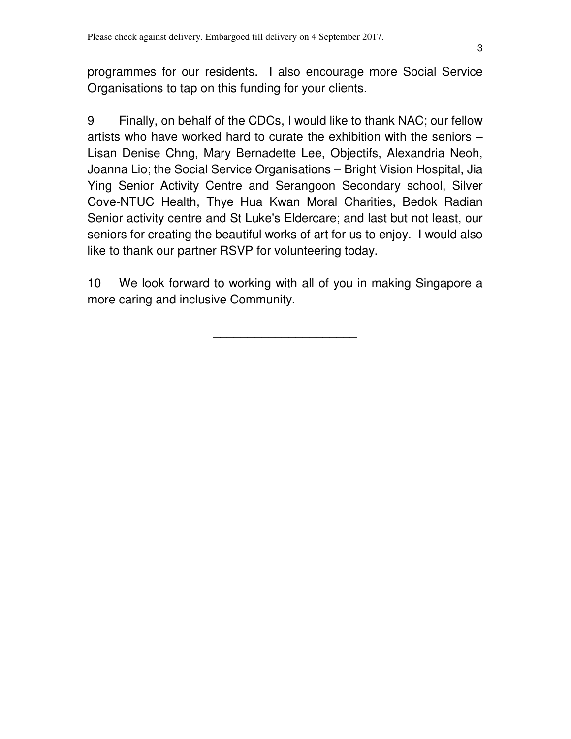programmes for our residents. I also encourage more Social Service Organisations to tap on this funding for your clients.

9 Finally, on behalf of the CDCs, I would like to thank NAC; our fellow artists who have worked hard to curate the exhibition with the seniors – Lisan Denise Chng, Mary Bernadette Lee, Objectifs, Alexandria Neoh, Joanna Lio; the Social Service Organisations – Bright Vision Hospital, Jia Ying Senior Activity Centre and Serangoon Secondary school, Silver Cove-NTUC Health, Thye Hua Kwan Moral Charities, Bedok Radian Senior activity centre and St Luke's Eldercare; and last but not least, our seniors for creating the beautiful works of art for us to enjoy. I would also like to thank our partner RSVP for volunteering today.

10 We look forward to working with all of you in making Singapore a more caring and inclusive Community.

---